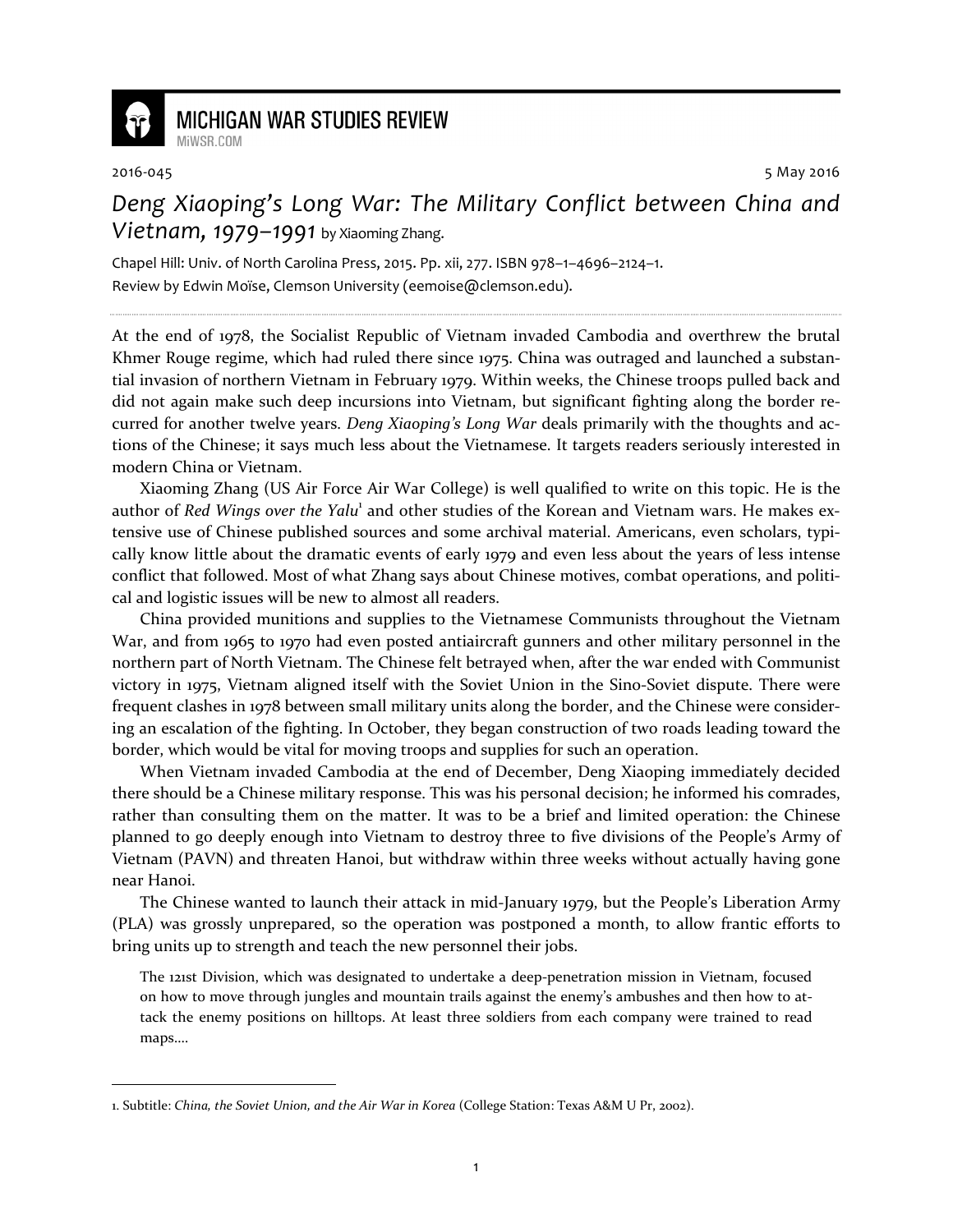# MICHIGAN WAR STUDIES REVIEW

MiWSR.COM

2016-045 5 May 2016

## *Deng Xiaoping's Long War: The Military Conflict between China and Vietnam, 1979–1991* by Xiaoming Zhang.

Chapel Hill: Univ. of North Carolina Press, 2015. Pp. xii, 277. ISBN 978–1–4696–2124–1.
Review by Edwin Moïse, Clemson University (eemoise@clemson.edu).

---

At the end of 1978, the Socialist Republic of Vietnam invaded Cambodia and overthrew the brutal Khmer Rouge regime, which had ruled there since 1975. China was outraged and launched a substantial invasion of northern Vietnam in February 1979. Within weeks, the Chinese troops pulled back and did not again make such deep incursions into Vietnam, but significant fighting along the border recurred for another twelve years. *Deng Xiaoping's Long War* deals primarily with the thoughts and actions of the Chinese; it says much less about the Vietnamese. It targets readers seriously interested in modern China or Vietnam.

Xiaoming Zhang (US Air Force Air War College) is well qualified to write on this topic. He is the author of *Red Wings over the Yalu*[1] and other studies of the Korean and Vietnam wars. He makes extensive use of Chinese published sources and some archival material. Americans, even scholars, typically know little about the dramatic events of early 1979 and even less about the years of less intense conflict that followed. Most of what Zhang says about Chinese motives, combat operations, and political and logistic issues will be new to almost all readers.

China provided munitions and supplies to the Vietnamese Communists throughout the Vietnam War, and from 1965 to 1970 had even posted antiaircraft gunners and other military personnel in the northern part of North Vietnam. The Chinese felt betrayed when, after the war ended with Communist victory in 1975, Vietnam aligned itself with the Soviet Union in the Sino-Soviet dispute. There were frequent clashes in 1978 between small military units along the border, and the Chinese were considering an escalation of the fighting. In October, they began construction of two roads leading toward the border, which would be vital for moving troops and supplies for such an operation.

When Vietnam invaded Cambodia at the end of December, Deng Xiaoping immediately decided there should be a Chinese military response. This was his personal decision; he informed his comrades, rather than consulting them on the matter. It was to be a brief and limited operation: the Chinese planned to go deeply enough into Vietnam to destroy three to five divisions of the People's Army of Vietnam (PAVN) and threaten Hanoi, but withdraw within three weeks without actually having gone near Hanoi.

The Chinese wanted to launch their attack in mid-January 1979, but the People's Liberation Army (PLA) was grossly unprepared, so the operation was postponed a month, to allow frantic efforts to bring units up to strength and teach the new personnel their jobs.

> The 121st Division, which was designated to undertake a deep-penetration mission in Vietnam, focused on how to move through jungles and mountain trails against the enemy's ambushes and then how to attack the enemy positions on hilltops. At least three soldiers from each company were trained to read maps....

---

1. Subtitle: *China, the Soviet Union, and the Air War in Korea* (College Station: Texas A&M U Pr, 2002).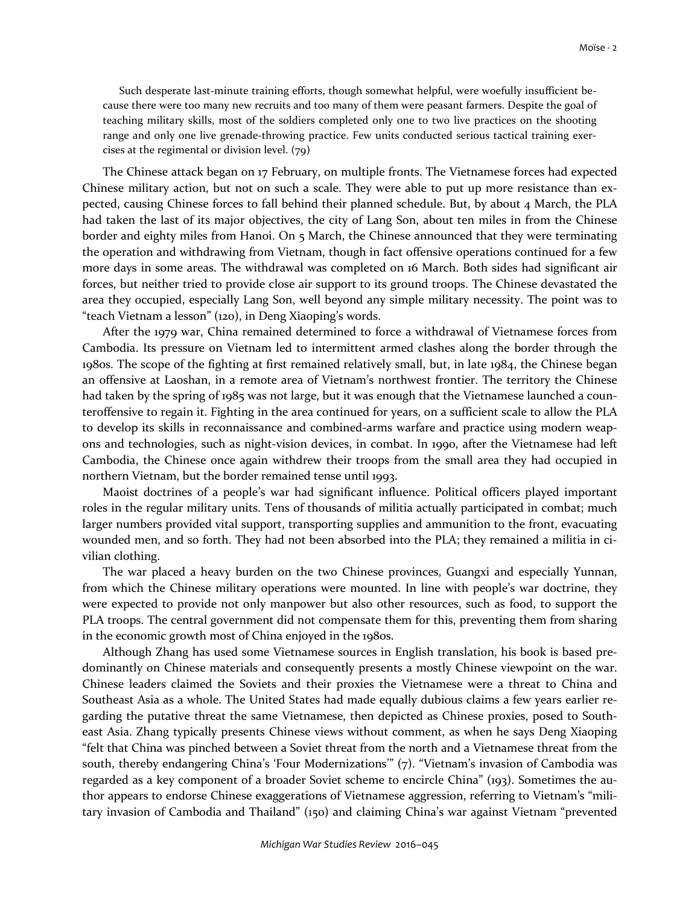> Such desperate last-minute training efforts, though somewhat helpful, were woefully insufficient because there were too many new recruits and too many of them were peasant farmers. Despite the goal of teaching military skills, most of the soldiers completed only one to two live practices on the shooting range and only one live grenade-throwing practice. Few units conducted serious tactical training exercises at the regimental or division level. (79)

The Chinese attack began on 17 February, on multiple fronts. The Vietnamese forces had expected Chinese military action, but not on such a scale. They were able to put up more resistance than expected, causing Chinese forces to fall behind their planned schedule. But, by about 4 March, the PLA had taken the last of its major objectives, the city of Lang Son, about ten miles in from the Chinese border and eighty miles from Hanoi. On 5 March, the Chinese announced that they were terminating the operation and withdrawing from Vietnam, though in fact offensive operations continued for a few more days in some areas. The withdrawal was completed on 16 March. Both sides had significant air forces, but neither tried to provide close air support to its ground troops. The Chinese devastated the area they occupied, especially Lang Son, well beyond any simple military necessity. The point was to "teach Vietnam a lesson" (120), in Deng Xiaoping's words.

After the 1979 war, China remained determined to force a withdrawal of Vietnamese forces from Cambodia. Its pressure on Vietnam led to intermittent armed clashes along the border through the 1980s. The scope of the fighting at first remained relatively small, but, in late 1984, the Chinese began an offensive at Laoshan, in a remote area of Vietnam's northwest frontier. The territory the Chinese had taken by the spring of 1985 was not large, but it was enough that the Vietnamese launched a counteroffensive to regain it. Fighting in the area continued for years, on a sufficient scale to allow the PLA to develop its skills in reconnaissance and combined-arms warfare and practice using modern weapons and technologies, such as night-vision devices, in combat. In 1990, after the Vietnamese had left Cambodia, the Chinese once again withdrew their troops from the small area they had occupied in northern Vietnam, but the border remained tense until 1993.

Maoist doctrines of a people's war had significant influence. Political officers played important roles in the regular military units. Tens of thousands of militia actually participated in combat; much larger numbers provided vital support, transporting supplies and ammunition to the front, evacuating wounded men, and so forth. They had not been absorbed into the PLA; they remained a militia in civilian clothing.

The war placed a heavy burden on the two Chinese provinces, Guangxi and especially Yunnan, from which the Chinese military operations were mounted. In line with people's war doctrine, they were expected to provide not only manpower but also other resources, such as food, to support the PLA troops. The central government did not compensate them for this, preventing them from sharing in the economic growth most of China enjoyed in the 1980s.

Although Zhang has used some Vietnamese sources in English translation, his book is based predominantly on Chinese materials and consequently presents a mostly Chinese viewpoint on the war. Chinese leaders claimed the Soviets and their proxies the Vietnamese were a threat to China and Southeast Asia as a whole. The United States had made equally dubious claims a few years earlier regarding the putative threat the same Vietnamese, then depicted as Chinese proxies, posed to Southeast Asia. Zhang typically presents Chinese views without comment, as when he says Deng Xiaoping "felt that China was pinched between a Soviet threat from the north and a Vietnamese threat from the south, thereby endangering China's 'Four Modernizations'" (7). "Vietnam's invasion of Cambodia was regarded as a key component of a broader Soviet scheme to encircle China" (193). Sometimes the author appears to endorse Chinese exaggerations of Vietnamese aggression, referring to Vietnam's "military invasion of Cambodia and Thailand" (150) and claiming China's war against Vietnam "prevented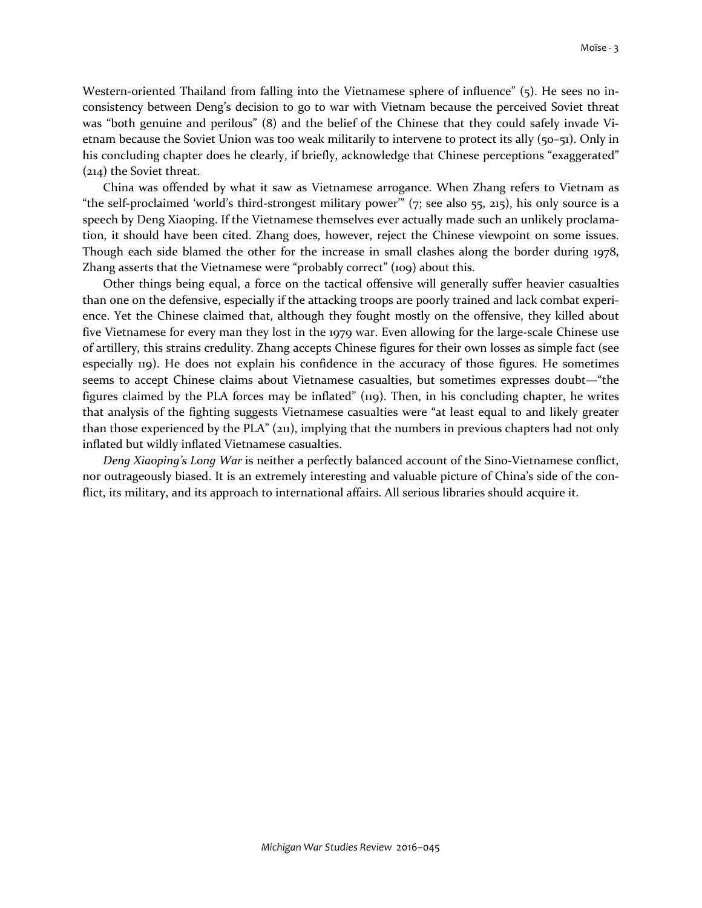Western-oriented Thailand from falling into the Vietnamese sphere of influence" (5). He sees no inconsistency between Deng's decision to go to war with Vietnam because the perceived Soviet threat was "both genuine and perilous" (8) and the belief of the Chinese that they could safely invade Vietnam because the Soviet Union was too weak militarily to intervene to protect its ally (50–51). Only in his concluding chapter does he clearly, if briefly, acknowledge that Chinese perceptions "exaggerated" (214) the Soviet threat.

China was offended by what it saw as Vietnamese arrogance. When Zhang refers to Vietnam as "the self-proclaimed 'world's third-strongest military power'" (7; see also 55, 215), his only source is a speech by Deng Xiaoping. If the Vietnamese themselves ever actually made such an unlikely proclamation, it should have been cited. Zhang does, however, reject the Chinese viewpoint on some issues. Though each side blamed the other for the increase in small clashes along the border during 1978, Zhang asserts that the Vietnamese were "probably correct" (109) about this.

Other things being equal, a force on the tactical offensive will generally suffer heavier casualties than one on the defensive, especially if the attacking troops are poorly trained and lack combat experience. Yet the Chinese claimed that, although they fought mostly on the offensive, they killed about five Vietnamese for every man they lost in the 1979 war. Even allowing for the large-scale Chinese use of artillery, this strains credulity. Zhang accepts Chinese figures for their own losses as simple fact (see especially 119). He does not explain his confidence in the accuracy of those figures. He sometimes seems to accept Chinese claims about Vietnamese casualties, but sometimes expresses doubt—"the figures claimed by the PLA forces may be inflated" (119). Then, in his concluding chapter, he writes that analysis of the fighting suggests Vietnamese casualties were "at least equal to and likely greater than those experienced by the PLA" (211), implying that the numbers in previous chapters had not only inflated but wildly inflated Vietnamese casualties.

*Deng Xiaoping's Long War* is neither a perfectly balanced account of the Sino-Vietnamese conflict, nor outrageously biased. It is an extremely interesting and valuable picture of China's side of the conflict, its military, and its approach to international affairs. All serious libraries should acquire it.